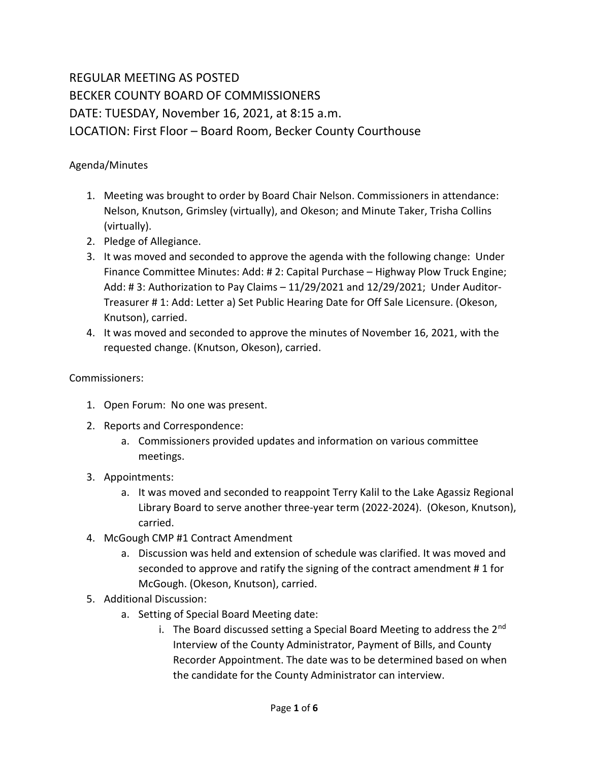REGULAR MEETING AS POSTED
BECKER COUNTY BOARD OF COMMISSIONERS
DATE: TUESDAY, November 16, 2021, at 8:15 a.m.
LOCATION: First Floor – Board Room, Becker County Courthouse

Agenda/Minutes

1. Meeting was brought to order by Board Chair Nelson. Commissioners in attendance: Nelson, Knutson, Grimsley (virtually), and Okeson; and Minute Taker, Trisha Collins (virtually).
2. Pledge of Allegiance.
3. It was moved and seconded to approve the agenda with the following change: Under Finance Committee Minutes: Add: # 2: Capital Purchase – Highway Plow Truck Engine; Add: # 3: Authorization to Pay Claims – 11/29/2021 and 12/29/2021; Under Auditor-Treasurer # 1: Add: Letter a) Set Public Hearing Date for Off Sale Licensure. (Okeson, Knutson), carried.
4. It was moved and seconded to approve the minutes of November 16, 2021, with the requested change. (Knutson, Okeson), carried.

Commissioners:

1. Open Forum: No one was present.
2. Reports and Correspondence:
   a. Commissioners provided updates and information on various committee meetings.
3. Appointments:
   a. It was moved and seconded to reappoint Terry Kalil to the Lake Agassiz Regional Library Board to serve another three-year term (2022-2024). (Okeson, Knutson), carried.
4. McGough CMP #1 Contract Amendment
   a. Discussion was held and extension of schedule was clarified. It was moved and seconded to approve and ratify the signing of the contract amendment # 1 for McGough. (Okeson, Knutson), carried.
5. Additional Discussion:
   a. Setting of Special Board Meeting date:
      i. The Board discussed setting a Special Board Meeting to address the 2nd Interview of the County Administrator, Payment of Bills, and County Recorder Appointment. The date was to be determined based on when the candidate for the County Administrator can interview.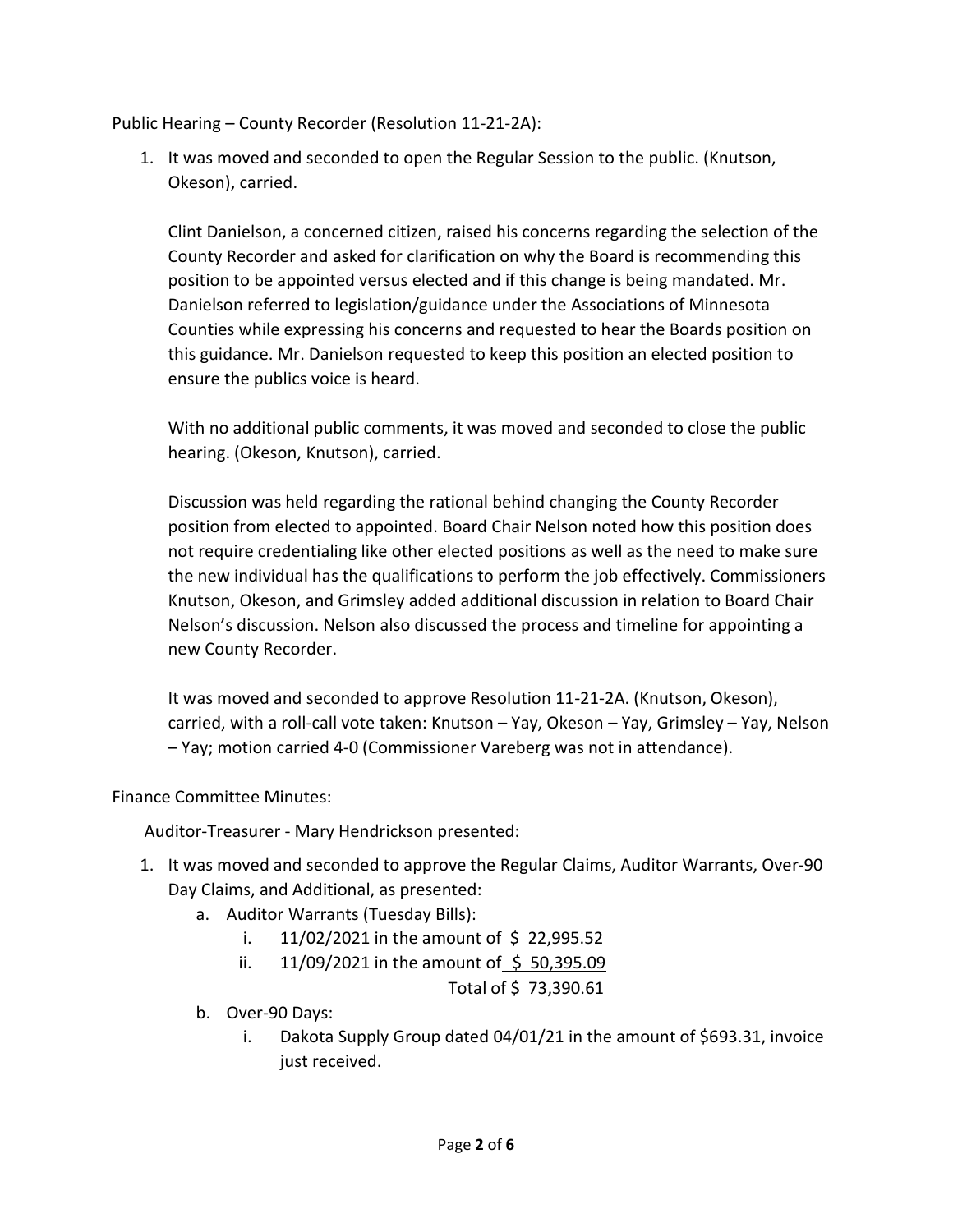Public Hearing – County Recorder (Resolution 11-21-2A):

1. It was moved and seconded to open the Regular Session to the public. (Knutson, Okeson), carried.

   Clint Danielson, a concerned citizen, raised his concerns regarding the selection of the County Recorder and asked for clarification on why the Board is recommending this position to be appointed versus elected and if this change is being mandated. Mr. Danielson referred to legislation/guidance under the Associations of Minnesota Counties while expressing his concerns and requested to hear the Boards position on this guidance. Mr. Danielson requested to keep this position an elected position to ensure the publics voice is heard.

   With no additional public comments, it was moved and seconded to close the public hearing. (Okeson, Knutson), carried.

   Discussion was held regarding the rational behind changing the County Recorder position from elected to appointed. Board Chair Nelson noted how this position does not require credentialing like other elected positions as well as the need to make sure the new individual has the qualifications to perform the job effectively. Commissioners Knutson, Okeson, and Grimsley added additional discussion in relation to Board Chair Nelson's discussion. Nelson also discussed the process and timeline for appointing a new County Recorder.

   It was moved and seconded to approve Resolution 11-21-2A. (Knutson, Okeson), carried, with a roll-call vote taken: Knutson – Yay, Okeson – Yay, Grimsley – Yay, Nelson – Yay; motion carried 4-0 (Commissioner Vareberg was not in attendance).

Finance Committee Minutes:

Auditor-Treasurer - Mary Hendrickson presented:

1. It was moved and seconded to approve the Regular Claims, Auditor Warrants, Over-90 Day Claims, and Additional, as presented:
   a. Auditor Warrants (Tuesday Bills):
      i. 11/02/2021 in the amount of $ 22,995.52
      ii. 11/09/2021 in the amount of $ 50,395.09
      
      Total of $ 73,390.61
   b. Over-90 Days:
      i. Dakota Supply Group dated 04/01/21 in the amount of $693.31, invoice just received.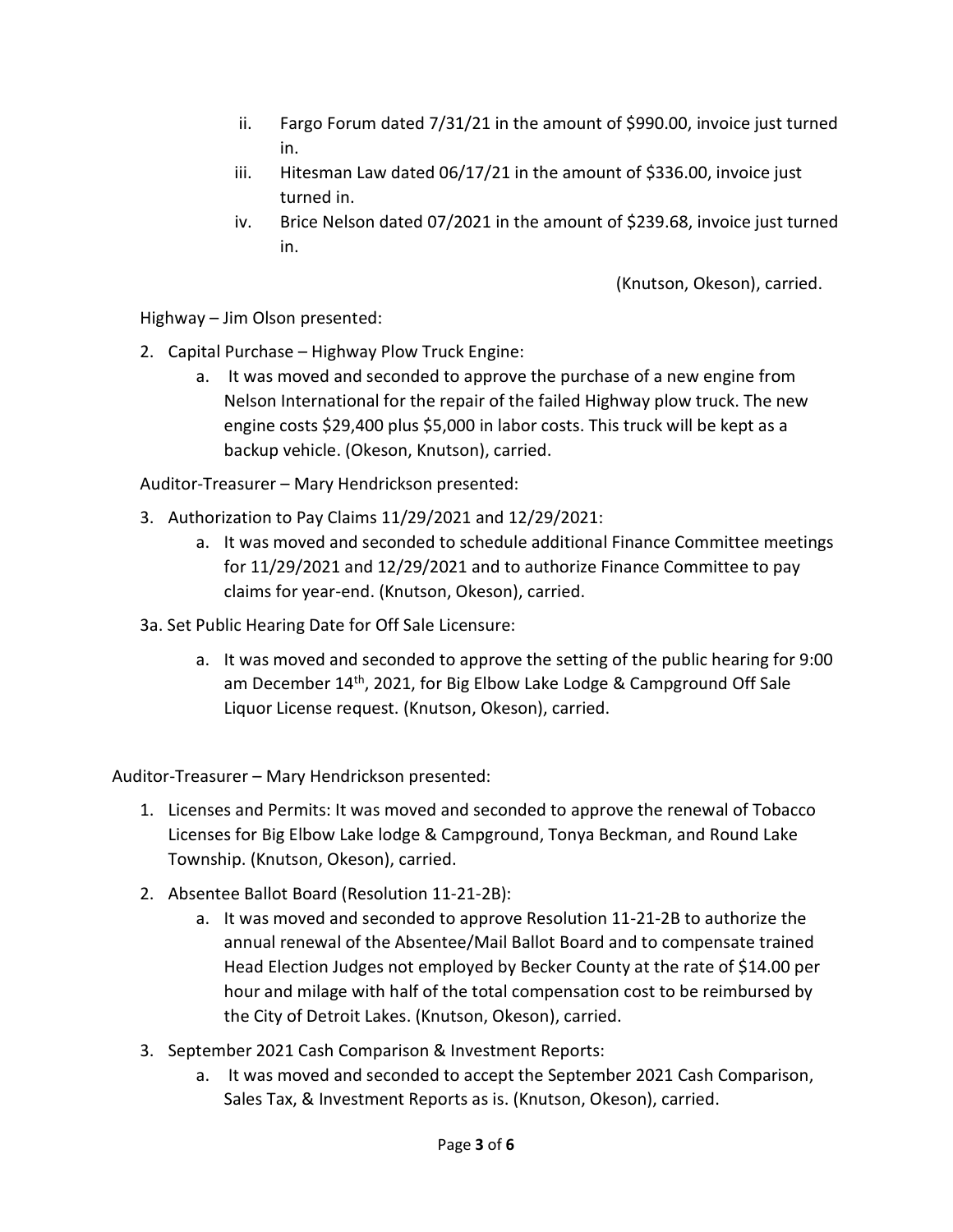ii. Fargo Forum dated 7/31/21 in the amount of $990.00, invoice just turned in.

iii. Hitesman Law dated 06/17/21 in the amount of $336.00, invoice just turned in.

iv. Brice Nelson dated 07/2021 in the amount of $239.68, invoice just turned in.

(Knutson, Okeson), carried.

Highway – Jim Olson presented:

2. Capital Purchase – Highway Plow Truck Engine:
   a. It was moved and seconded to approve the purchase of a new engine from Nelson International for the repair of the failed Highway plow truck. The new engine costs $29,400 plus $5,000 in labor costs. This truck will be kept as a backup vehicle. (Okeson, Knutson), carried.

Auditor-Treasurer – Mary Hendrickson presented:

3. Authorization to Pay Claims 11/29/2021 and 12/29/2021:
   a. It was moved and seconded to schedule additional Finance Committee meetings for 11/29/2021 and 12/29/2021 and to authorize Finance Committee to pay claims for year-end. (Knutson, Okeson), carried.

3a. Set Public Hearing Date for Off Sale Licensure:

   a. It was moved and seconded to approve the setting of the public hearing for 9:00 am December 14th, 2021, for Big Elbow Lake Lodge & Campground Off Sale Liquor License request. (Knutson, Okeson), carried.

Auditor-Treasurer – Mary Hendrickson presented:

1. Licenses and Permits: It was moved and seconded to approve the renewal of Tobacco Licenses for Big Elbow Lake lodge & Campground, Tonya Beckman, and Round Lake Township. (Knutson, Okeson), carried.
2. Absentee Ballot Board (Resolution 11-21-2B):
   a. It was moved and seconded to approve Resolution 11-21-2B to authorize the annual renewal of the Absentee/Mail Ballot Board and to compensate trained Head Election Judges not employed by Becker County at the rate of $14.00 per hour and milage with half of the total compensation cost to be reimbursed by the City of Detroit Lakes. (Knutson, Okeson), carried.
3. September 2021 Cash Comparison & Investment Reports:
   a. It was moved and seconded to accept the September 2021 Cash Comparison, Sales Tax, & Investment Reports as is. (Knutson, Okeson), carried.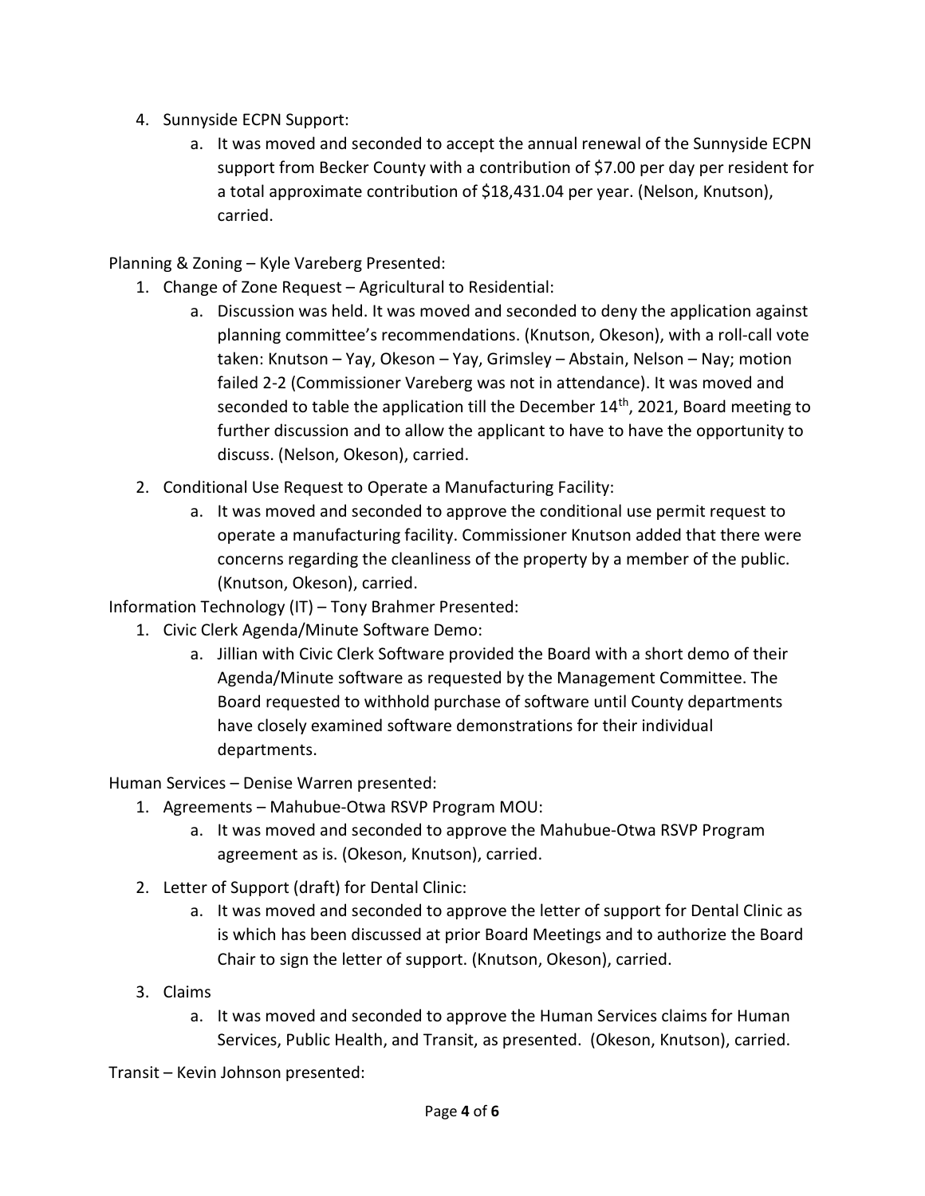4. Sunnyside ECPN Support:
    a. It was moved and seconded to accept the annual renewal of the Sunnyside ECPN support from Becker County with a contribution of $7.00 per day per resident for a total approximate contribution of $18,431.04 per year. (Nelson, Knutson), carried.

Planning & Zoning – Kyle Vareberg Presented:

1. Change of Zone Request – Agricultural to Residential:
    a. Discussion was held. It was moved and seconded to deny the application against planning committee's recommendations. (Knutson, Okeson), with a roll-call vote taken: Knutson – Yay, Okeson – Yay, Grimsley – Abstain, Nelson – Nay; motion failed 2-2 (Commissioner Vareberg was not in attendance). It was moved and seconded to table the application till the December 14th, 2021, Board meeting to further discussion and to allow the applicant to have to have the opportunity to discuss. (Nelson, Okeson), carried.
2. Conditional Use Request to Operate a Manufacturing Facility:
    a. It was moved and seconded to approve the conditional use permit request to operate a manufacturing facility. Commissioner Knutson added that there were concerns regarding the cleanliness of the property by a member of the public. (Knutson, Okeson), carried.

Information Technology (IT) – Tony Brahmer Presented:

1. Civic Clerk Agenda/Minute Software Demo:
    a. Jillian with Civic Clerk Software provided the Board with a short demo of their Agenda/Minute software as requested by the Management Committee. The Board requested to withhold purchase of software until County departments have closely examined software demonstrations for their individual departments.

Human Services – Denise Warren presented:

1. Agreements – Mahubue-Otwa RSVP Program MOU:
    a. It was moved and seconded to approve the Mahubue-Otwa RSVP Program agreement as is. (Okeson, Knutson), carried.
2. Letter of Support (draft) for Dental Clinic:
    a. It was moved and seconded to approve the letter of support for Dental Clinic as is which has been discussed at prior Board Meetings and to authorize the Board Chair to sign the letter of support. (Knutson, Okeson), carried.
3. Claims
    a. It was moved and seconded to approve the Human Services claims for Human Services, Public Health, and Transit, as presented. (Okeson, Knutson), carried.

Transit – Kevin Johnson presented: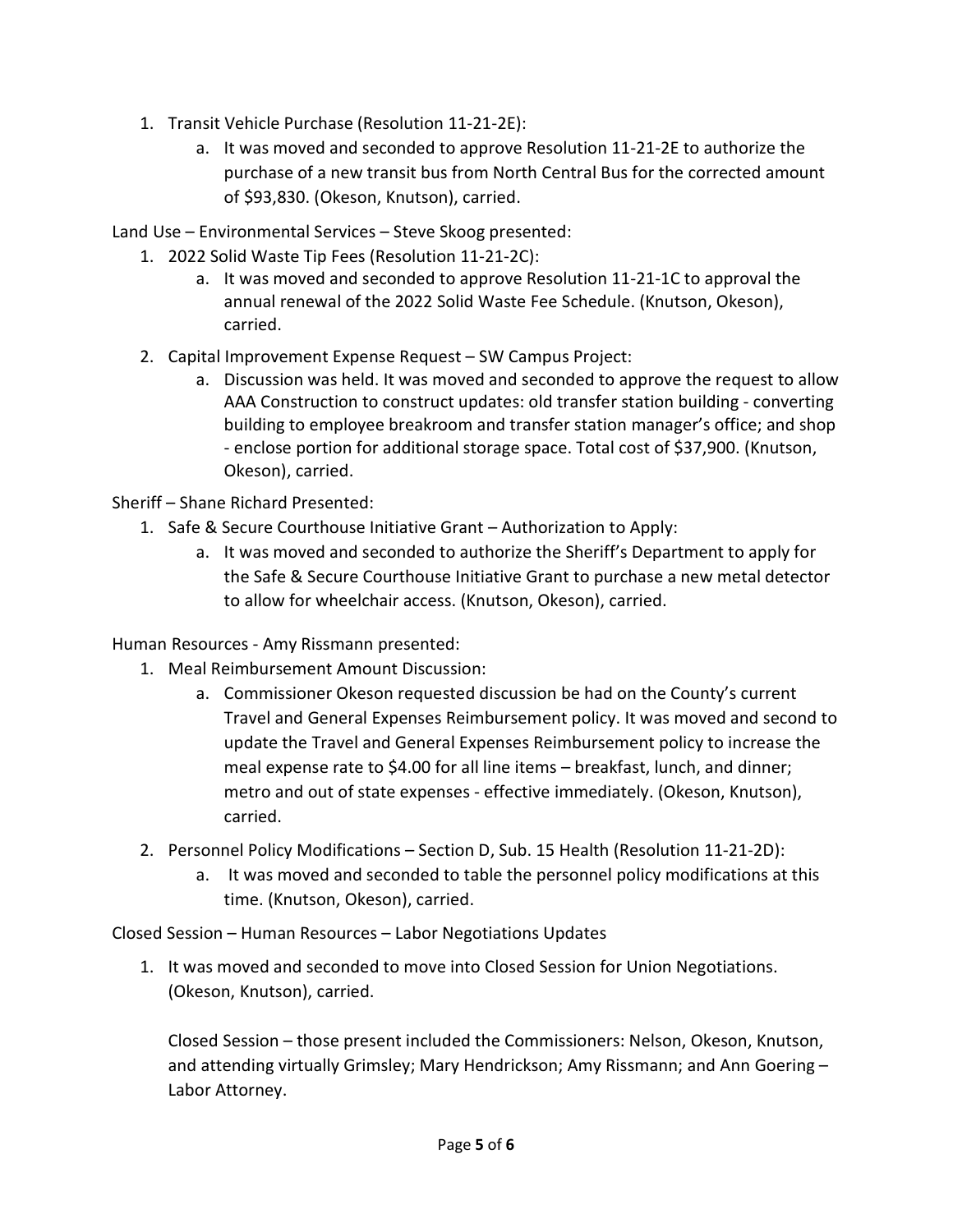1. Transit Vehicle Purchase (Resolution 11-21-2E):
    a. It was moved and seconded to approve Resolution 11-21-2E to authorize the purchase of a new transit bus from North Central Bus for the corrected amount of $93,830. (Okeson, Knutson), carried.

Land Use – Environmental Services – Steve Skoog presented:

1. 2022 Solid Waste Tip Fees (Resolution 11-21-2C):
    a. It was moved and seconded to approve Resolution 11-21-1C to approval the annual renewal of the 2022 Solid Waste Fee Schedule. (Knutson, Okeson), carried.
2. Capital Improvement Expense Request – SW Campus Project:
    a. Discussion was held. It was moved and seconded to approve the request to allow AAA Construction to construct updates: old transfer station building - converting building to employee breakroom and transfer station manager's office; and shop - enclose portion for additional storage space. Total cost of $37,900. (Knutson, Okeson), carried.

Sheriff – Shane Richard Presented:

1. Safe & Secure Courthouse Initiative Grant – Authorization to Apply:
    a. It was moved and seconded to authorize the Sheriff's Department to apply for the Safe & Secure Courthouse Initiative Grant to purchase a new metal detector to allow for wheelchair access. (Knutson, Okeson), carried.

Human Resources - Amy Rissmann presented:

1. Meal Reimbursement Amount Discussion:
    a. Commissioner Okeson requested discussion be had on the County's current Travel and General Expenses Reimbursement policy. It was moved and second to update the Travel and General Expenses Reimbursement policy to increase the meal expense rate to $4.00 for all line items – breakfast, lunch, and dinner; metro and out of state expenses - effective immediately. (Okeson, Knutson), carried.
2. Personnel Policy Modifications – Section D, Sub. 15 Health (Resolution 11-21-2D):
    a. It was moved and seconded to table the personnel policy modifications at this time. (Knutson, Okeson), carried.

Closed Session – Human Resources – Labor Negotiations Updates

1. It was moved and seconded to move into Closed Session for Union Negotiations. (Okeson, Knutson), carried.

   Closed Session – those present included the Commissioners: Nelson, Okeson, Knutson, and attending virtually Grimsley; Mary Hendrickson; Amy Rissmann; and Ann Goering – Labor Attorney.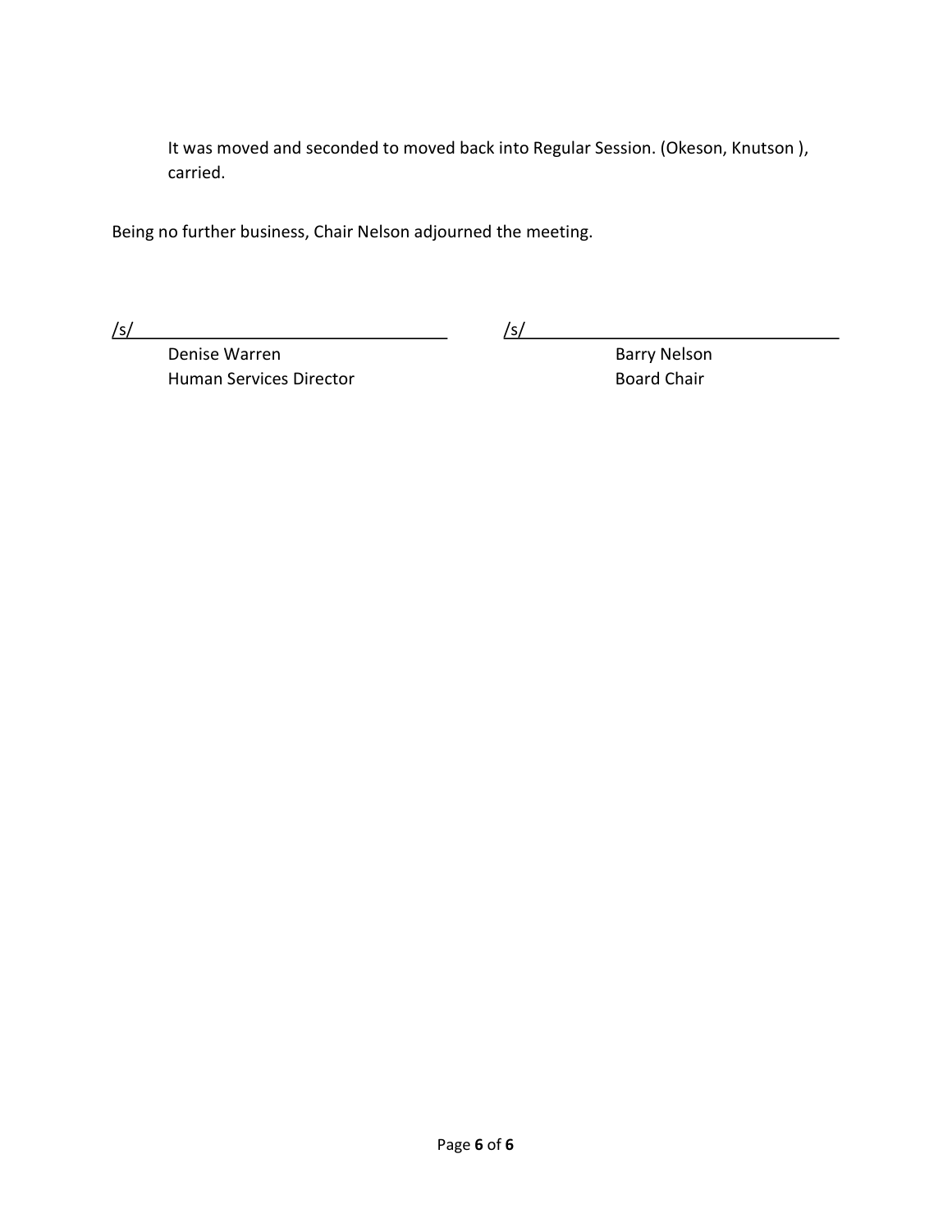It was moved and seconded to moved back into Regular Session. (Okeson, Knutson ), carried.

Being no further business, Chair Nelson adjourned the meeting.

/s/
Denise Warren
Human Services Director

/s/
Barry Nelson
Board Chair